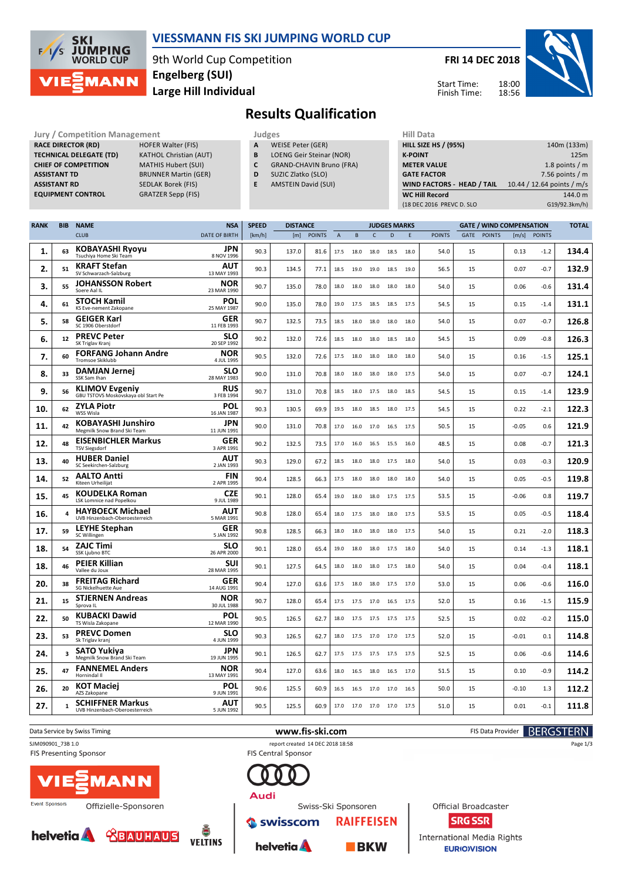# VIESSMANN FIS SKI JUMPING WORLD CUP

9th World Cup Competition
**Engelberg (SUI)**
**Large Hill Individual**

**FRI 14 DEC 2018**

Start Time: 18:00
Finish Time: 18:56

## Results Qualification

| Jury / Competition Management | |
|---|---|
| RACE DIRECTOR (RD) | HOFER Walter (FIS) |
| TECHNICAL DELEGATE (TD) | KATHOL Christian (AUT) |
| CHIEF OF COMPETITION | MATHIS Hubert (SUI) |
| ASSISTANT TD | BRUNNER Martin (GER) |
| ASSISTANT RD | SEDLAK Borek (FIS) |
| EQUIPMENT CONTROL | GRATZER Sepp (FIS) |

| Judges | |
|---|---|
| A | WEISE Peter (GER) |
| B | LOENG Geir Steinar (NOR) |
| C | GRAND-CHAVIN Bruno (FRA) |
| D | SUZIC Zlatko (SLO) |
| E | AMSTEIN David (SUI) |

| Hill Data | |
|---|---|
| HILL SIZE HS / (95%) | 140m (133m) |
| K-POINT | 125m |
| METER VALUE | 1.8 points / m |
| GATE FACTOR | 7.56 points / m |
| WIND FACTORS - HEAD / TAIL | 10.44 / 12.64 points / m/s |
| WC Hill Record | 144.0 m |
| (18 DEC 2016 PREVC D. SLO | G19/92.3km/h) |

| RANK | BIB | NAME / CLUB | NSA / DATE OF BIRTH | SPEED [km/h] | DISTANCE [m] | DISTANCE POINTS | A | B | C | D | E | JUDGES POINTS | GATE | GATE POINTS | WIND [m/s] | WIND POINTS | TOTAL |
|---|---|---|---|---|---|---|---|---|---|---|---|---|---|---|---|---|---|
| 1. | 63 | KOBAYASHI Ryoyu / Tsuchiya Home Ski Team | JPN / 8 NOV 1996 | 90.3 | 137.0 | 81.6 | 17.5 | 18.0 | 18.0 | 18.5 | 18.0 | 54.0 | 15 | | 0.13 | -1.2 | 134.4 |
| 2. | 51 | KRAFT Stefan / SV Schwarzach-Salzburg | AUT / 13 MAY 1993 | 90.3 | 134.5 | 77.1 | 18.5 | 19.0 | 19.0 | 18.5 | 19.0 | 56.5 | 15 | | 0.07 | -0.7 | 132.9 |
| 3. | 55 | JOHANSSON Robert / Soere Aal IL | NOR / 23 MAR 1990 | 90.7 | 135.0 | 78.0 | 18.0 | 18.0 | 18.0 | 18.0 | 18.0 | 54.0 | 15 | | 0.06 | -0.6 | 131.4 |
| 4. | 61 | STOCH Kamil / KS Eve-nement Zakopane | POL / 25 MAY 1987 | 90.0 | 135.0 | 78.0 | 19.0 | 17.5 | 18.5 | 18.5 | 17.5 | 54.5 | 15 | | 0.15 | -1.4 | 131.1 |
| 5. | 58 | GEIGER Karl / SC 1906 Oberstdorf | GER / 11 FEB 1993 | 90.7 | 132.5 | 73.5 | 18.5 | 18.0 | 18.0 | 18.0 | 18.0 | 54.0 | 15 | | 0.07 | -0.7 | 126.8 |
| 6. | 12 | PREVC Peter / SK Triglav Kranj | SLO / 20 SEP 1992 | 90.2 | 132.0 | 72.6 | 18.5 | 18.0 | 18.0 | 18.5 | 18.0 | 54.5 | 15 | | 0.09 | -0.8 | 126.3 |
| 7. | 60 | FORFANG Johann Andre / Tromsoe Skiklubb | NOR / 4 JUL 1995 | 90.5 | 132.0 | 72.6 | 17.5 | 18.0 | 18.0 | 18.0 | 18.0 | 54.0 | 15 | | 0.16 | -1.5 | 125.1 |
| 8. | 33 | DAMJAN Jernej / SSK Sam Ihan | SLO / 28 MAY 1983 | 90.0 | 131.0 | 70.8 | 18.0 | 18.0 | 18.0 | 18.0 | 17.5 | 54.0 | 15 | | 0.07 | -0.7 | 124.1 |
| 9. | 56 | KLIMOV Evgeniy / GBU TSTOVS Moskovskaya obl Start Pe | RUS / 3 FEB 1994 | 90.7 | 131.0 | 70.8 | 18.5 | 18.0 | 17.5 | 18.0 | 18.5 | 54.5 | 15 | | 0.15 | -1.4 | 123.9 |
| 10. | 62 | ZYLA Piotr / WSS Wisla | POL / 16 JAN 1987 | 90.3 | 130.5 | 69.9 | 19.5 | 18.0 | 18.5 | 18.0 | 17.5 | 54.5 | 15 | | 0.22 | -2.1 | 122.3 |
| 11. | 42 | KOBAYASHI Junshiro / Megmilk Snow Brand Ski Team | JPN / 11 JUN 1991 | 90.0 | 131.0 | 70.8 | 17.0 | 16.0 | 17.0 | 16.5 | 17.5 | 50.5 | 15 | | -0.05 | 0.6 | 121.9 |
| 12. | 48 | EISENBICHLER Markus / TSV Siegsdorf | GER / 3 APR 1991 | 90.2 | 132.5 | 73.5 | 17.0 | 16.0 | 16.5 | 15.5 | 16.0 | 48.5 | 15 | | 0.08 | -0.7 | 121.3 |
| 13. | 40 | HUBER Daniel / SC Seekirchen-Salzburg | AUT / 2 JAN 1993 | 90.3 | 129.0 | 67.2 | 18.5 | 18.0 | 18.0 | 17.5 | 18.0 | 54.0 | 15 | | 0.03 | -0.3 | 120.9 |
| 14. | 52 | AALTO Antti / Kiteen Urheilijat | FIN / 2 APR 1995 | 90.4 | 128.5 | 66.3 | 17.5 | 18.0 | 18.0 | 18.0 | 18.0 | 54.0 | 15 | | 0.05 | -0.5 | 119.8 |
| 15. | 45 | KOUDELKA Roman / LSK Lomnice nad Popelkou | CZE / 9 JUL 1989 | 90.1 | 128.0 | 65.4 | 19.0 | 18.0 | 18.0 | 17.5 | 17.5 | 53.5 | 15 | | -0.06 | 0.8 | 119.7 |
| 16. | 4 | HAYBOECK Michael / UVB Hinzenbach-Oberoesterreich | AUT / 5 MAR 1991 | 90.8 | 128.0 | 65.4 | 18.0 | 17.5 | 18.0 | 18.0 | 17.5 | 53.5 | 15 | | 0.05 | -0.5 | 118.4 |
| 17. | 59 | LEYHE Stephan / SC Willingen | GER / 5 JAN 1992 | 90.8 | 128.5 | 66.3 | 18.0 | 18.0 | 18.0 | 18.0 | 17.5 | 54.0 | 15 | | 0.21 | -2.0 | 118.3 |
| 18. | 54 | ZAJC Timi / SSK Ljubno BTC | SLO / 26 APR 2000 | 90.1 | 128.0 | 65.4 | 19.0 | 18.0 | 18.0 | 17.5 | 18.0 | 54.0 | 15 | | 0.14 | -1.3 | 118.1 |
| 18. | 46 | PEIER Killian / Vallee du Joux | SUI / 28 MAR 1995 | 90.1 | 127.5 | 64.5 | 18.0 | 18.0 | 18.0 | 17.5 | 18.0 | 54.0 | 15 | | 0.04 | -0.4 | 118.1 |
| 20. | 38 | FREITAG Richard / SG Nickelhuette Aue | GER / 14 AUG 1991 | 90.4 | 127.0 | 63.6 | 17.5 | 18.0 | 18.0 | 17.5 | 17.0 | 53.0 | 15 | | 0.06 | -0.6 | 116.0 |
| 21. | 15 | STJERNEN Andreas / Sprova IL | NOR / 30 JUL 1988 | 90.7 | 128.0 | 65.4 | 17.5 | 17.5 | 17.0 | 16.5 | 17.5 | 52.0 | 15 | | 0.16 | -1.5 | 115.9 |
| 22. | 50 | KUBACKI Dawid / TS Wisla Zakopane | POL / 12 MAR 1990 | 90.5 | 126.5 | 62.7 | 18.0 | 17.5 | 17.5 | 17.5 | 17.5 | 52.5 | 15 | | 0.02 | -0.2 | 115.0 |
| 23. | 53 | PREVC Domen / Sk Triglav kranj | SLO / 4 JUN 1999 | 90.3 | 126.5 | 62.7 | 18.0 | 17.5 | 17.0 | 17.0 | 17.5 | 52.0 | 15 | | -0.01 | 0.1 | 114.8 |
| 24. | 3 | SATO Yukiya / Megmilk Snow Brand Ski Team | JPN / 19 JUN 1995 | 90.1 | 126.5 | 62.7 | 17.5 | 17.5 | 17.5 | 17.5 | 17.5 | 52.5 | 15 | | 0.06 | -0.6 | 114.6 |
| 25. | 47 | FANNEMEL Anders / Hornindal Il | NOR / 13 MAY 1991 | 90.4 | 127.0 | 63.6 | 18.0 | 16.5 | 18.0 | 16.5 | 17.0 | 51.5 | 15 | | 0.10 | -0.9 | 114.2 |
| 26. | 20 | KOT Maciej / AZS Zakopane | POL / 9 JUN 1991 | 90.6 | 125.5 | 60.9 | 16.5 | 16.5 | 17.0 | 17.0 | 16.5 | 50.0 | 15 | | -0.10 | 1.3 | 112.2 |
| 27. | 1 | SCHIFFNER Markus / UVB Hinzenbach-Oberoesterreich | AUT / 5 JUN 1992 | 90.5 | 125.5 | 60.9 | 17.0 | 17.0 | 17.0 | 17.0 | 17.5 | 51.0 | 15 | | 0.01 | -0.1 | 111.8 |

Data Service by Swiss Timing | www.fis-ski.com | FIS Data Provider BERGSTERN

SJM090901_73B 1.0 | report created 14 DEC 2018 18:58

FIS Presenting Sponsor: VIESSMANN | FIS Central Sponsor: Audi

Event Sponsors / Offizielle-Sponsoren: helvetia, BAUHAUS, VELTINS

Swiss-Ski Sponsoren: swisscom, RAIFFEISEN, helvetia, BKW

Official Broadcaster: SRG SSR | International Media Rights: EUROVISION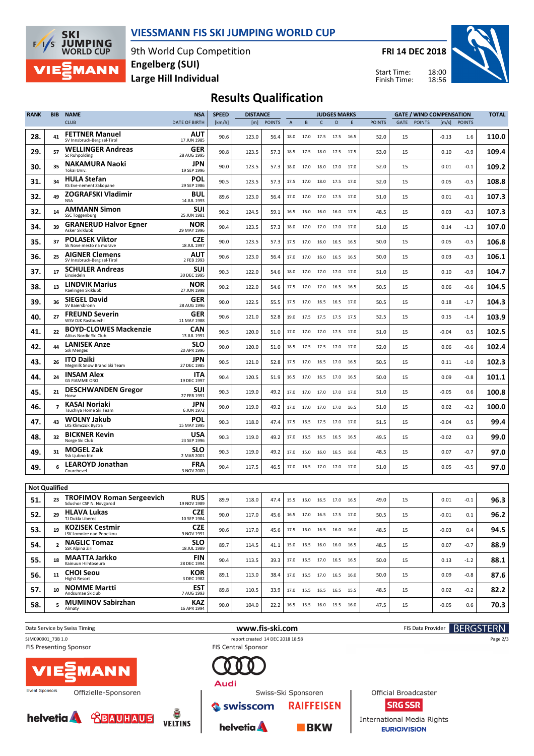# VIESSMANN FIS SKI JUMPING WORLD CUP

9th World Cup Competition
**Engelberg (SUI)**
**Large Hill Individual**

**FRI 14 DEC 2018**

Start Time: 18:00
Finish Time: 18:56

## Results Qualification

| RANK | BIB | NAME / CLUB | NSA / DATE OF BIRTH | SPEED [km/h] | DISTANCE [m] | DISTANCE POINTS | A | B | C | D | E | JUDGES POINTS | GATE | GATE POINTS | WIND [m/s] | WIND POINTS | TOTAL |
|---|---|---|---|---|---|---|---|---|---|---|---|---|---|---|---|---|---|
| 28. | 41 | **FETTNER Manuel** SV Innsbruck-Bergisel-Tirol | AUT 17 JUN 1985 | 90.6 | 123.0 | 56.4 | 18.0 | 17.0 | 17.5 | 17.5 | 16.5 | 52.0 | 15 | | -0.13 | 1.6 | **110.0** |
| 29. | 57 | **WELLINGER Andreas** Sc Ruhpolding | GER 28 AUG 1995 | 90.8 | 123.5 | 57.3 | 18.5 | 17.5 | 18.0 | 17.5 | 17.5 | 53.0 | 15 | | 0.10 | -0.9 | **109.4** |
| 30. | 35 | **NAKAMURA Naoki** Tokai Univ. | JPN 19 SEP 1996 | 90.0 | 123.5 | 57.3 | 18.0 | 17.0 | 18.0 | 17.0 | 17.0 | 52.0 | 15 | | 0.01 | -0.1 | **109.2** |
| 31. | 34 | **HULA Stefan** KS Eve-nement Zakopane | POL 29 SEP 1986 | 90.5 | 123.5 | 57.3 | 17.5 | 17.0 | 18.0 | 17.5 | 17.0 | 52.0 | 15 | | 0.05 | -0.5 | **108.8** |
| 32. | 49 | **ZOGRAFSKI Vladimir** NSA | BUL 14 JUL 1993 | 89.6 | 123.0 | 56.4 | 17.0 | 17.0 | 17.0 | 17.5 | 17.0 | 51.0 | 15 | | 0.01 | -0.1 | **107.3** |
| 32. | 14 | **AMMANN Simon** SSC Toggenburg | SUI 25 JUN 1981 | 90.2 | 124.5 | 59.1 | 16.5 | 16.0 | 16.0 | 16.0 | 17.5 | 48.5 | 15 | | 0.03 | -0.3 | **107.3** |
| 34. | 39 | **GRANERUD Halvor Egner** Asker Skiklubb | NOR 29 MAY 1996 | 90.4 | 123.5 | 57.3 | 18.0 | 17.0 | 17.0 | 17.0 | 17.0 | 51.0 | 15 | | 0.14 | -1.3 | **107.0** |
| 35. | 37 | **POLASEK Viktor** Sk Nove mesto na morave | CZE 18 JUL 1997 | 90.0 | 123.5 | 57.3 | 17.5 | 17.0 | 16.0 | 16.5 | 16.5 | 50.0 | 15 | | 0.05 | -0.5 | **106.8** |
| 36. | 25 | **AIGNER Clemens** SV Innsbruck-Bergisel-Tirol | AUT 2 FEB 1993 | 90.6 | 123.0 | 56.4 | 17.0 | 17.0 | 16.0 | 16.5 | 16.5 | 50.0 | 15 | | 0.03 | -0.3 | **106.1** |
| 37. | 17 | **SCHULER Andreas** Einsiedeln | SUI 30 DEC 1995 | 90.3 | 122.0 | 54.6 | 18.0 | 17.0 | 17.0 | 17.0 | 17.0 | 51.0 | 15 | | 0.10 | -0.9 | **104.7** |
| 38. | 13 | **LINDVIK Marius** Raelingen Skiklubb | NOR 27 JUN 1998 | 90.2 | 122.0 | 54.6 | 17.5 | 17.0 | 17.0 | 16.5 | 16.5 | 50.5 | 15 | | 0.06 | -0.6 | **104.5** |
| 39. | 36 | **SIEGEL David** SV Baiersbronn | GER 28 AUG 1996 | 90.0 | 122.5 | 55.5 | 17.5 | 17.0 | 16.5 | 16.5 | 17.0 | 50.5 | 15 | | 0.18 | -1.7 | **104.3** |
| 40. | 27 | **FREUND Severin** WSV DJK Rastbuechl | GER 11 MAY 1988 | 90.6 | 121.0 | 52.8 | 19.0 | 17.5 | 17.5 | 17.5 | 17.5 | 52.5 | 15 | | 0.15 | -1.4 | **103.9** |
| 41. | 22 | **BOYD-CLOWES Mackenzie** Altius Nordic Ski Club | CAN 13 JUL 1991 | 90.5 | 120.0 | 51.0 | 17.0 | 17.0 | 17.0 | 17.5 | 17.0 | 51.0 | 15 | | -0.04 | 0.5 | **102.5** |
| 42. | 44 | **LANISEK Anze** Ssk Menges | SLO 20 APR 1996 | 90.0 | 120.0 | 51.0 | 18.5 | 17.5 | 17.5 | 17.0 | 17.0 | 52.0 | 15 | | 0.06 | -0.6 | **102.4** |
| 43. | 26 | **ITO Daiki** Megmilk Snow Brand Ski Team | JPN 27 DEC 1985 | 90.5 | 121.0 | 52.8 | 17.5 | 17.0 | 16.5 | 17.0 | 16.5 | 50.5 | 15 | | 0.11 | -1.0 | **102.3** |
| 44. | 24 | **INSAM Alex** GS FIAMME ORO | ITA 19 DEC 1997 | 90.4 | 120.5 | 51.9 | 16.5 | 17.0 | 16.5 | 17.0 | 16.5 | 50.0 | 15 | | 0.09 | -0.8 | **101.1** |
| 45. | 21 | **DESCHWANDEN Gregor** Horw | SUI 27 FEB 1991 | 90.3 | 119.0 | 49.2 | 17.0 | 17.0 | 17.0 | 17.0 | 17.0 | 51.0 | 15 | | -0.05 | 0.6 | **100.8** |
| 46. | 7 | **KASAI Noriaki** Tsuchiya Home Ski Team | JPN 6 JUN 1972 | 90.0 | 119.0 | 49.2 | 17.0 | 17.0 | 17.0 | 17.0 | 16.5 | 51.0 | 15 | | 0.02 | -0.2 | **100.0** |
| 47. | 43 | **WOLNY Jakub** LKS Klimczok Bystra | POL 15 MAY 1995 | 90.3 | 118.0 | 47.4 | 17.5 | 16.5 | 17.5 | 17.0 | 17.0 | 51.5 | 15 | | -0.04 | 0.5 | **99.4** |
| 48. | 32 | **BICKNER Kevin** Norge Ski Club | USA 23 SEP 1996 | 90.3 | 119.0 | 49.2 | 17.0 | 16.5 | 16.5 | 16.5 | 16.5 | 49.5 | 15 | | -0.02 | 0.3 | **99.0** |
| 49. | 31 | **MOGEL Zak** Ssk Ljubno btc | SLO 2 MAR 2001 | 90.3 | 119.0 | 49.2 | 17.0 | 15.0 | 16.0 | 16.5 | 16.0 | 48.5 | 15 | | 0.07 | -0.7 | **97.0** |
| 49. | 6 | **LEAROYD Jonathan** Courchevel | FRA 3 NOV 2000 | 90.4 | 117.5 | 46.5 | 17.0 | 16.5 | 17.0 | 17.0 | 17.0 | 51.0 | 15 | | 0.05 | -0.5 | **97.0** |

**Not Qualified**

| RANK | BIB | NAME / CLUB | NSA / DATE OF BIRTH | SPEED [km/h] | DISTANCE [m] | DISTANCE POINTS | A | B | C | D | E | JUDGES POINTS | GATE | GATE POINTS | WIND [m/s] | WIND POINTS | TOTAL |
|---|---|---|---|---|---|---|---|---|---|---|---|---|---|---|---|---|---|
| 51. | 23 | **TROFIMOV Roman Sergeevich** Sdushor CSP N. Novgorod | RUS 19 NOV 1989 | 89.9 | 118.0 | 47.4 | 15.5 | 16.0 | 16.5 | 17.0 | 16.5 | 49.0 | 15 | | 0.01 | -0.1 | **96.3** |
| 52. | 29 | **HLAVA Lukas** TJ Dukla Liberec | CZE 10 SEP 1984 | 90.0 | 117.0 | 45.6 | 16.5 | 17.0 | 16.5 | 17.5 | 17.0 | 50.5 | 15 | | -0.01 | 0.1 | **96.2** |
| 53. | 19 | **KOZISEK Cestmir** LSK Lomnice nad Popelkou | CZE 9 NOV 1991 | 90.6 | 117.0 | 45.6 | 17.5 | 16.0 | 16.5 | 16.0 | 16.0 | 48.5 | 15 | | -0.03 | 0.4 | **94.5** |
| 54. | 2 | **NAGLIC Tomaz** SSK Alpina Ziri | SLO 18 JUL 1989 | 89.7 | 114.5 | 41.1 | 15.0 | 16.5 | 16.0 | 16.0 | 16.5 | 48.5 | 15 | | 0.07 | -0.7 | **88.9** |
| 55. | 18 | **MAATTA Jarkko** Kainuun Hiihtoseura | FIN 28 DEC 1994 | 90.4 | 113.5 | 39.3 | 17.0 | 16.5 | 17.0 | 16.5 | 16.5 | 50.0 | 15 | | 0.13 | -1.2 | **88.1** |
| 56. | 11 | **CHOI Seou** High1 Resort | KOR 3 DEC 1982 | 89.1 | 113.0 | 38.4 | 17.0 | 16.5 | 17.0 | 16.5 | 16.0 | 50.0 | 15 | | 0.09 | -0.8 | **87.6** |
| 57. | 10 | **NOMME Martti** Andsumae Skiclub | EST 7 AUG 1993 | 89.8 | 110.5 | 33.9 | 17.0 | 15.5 | 16.5 | 16.5 | 15.5 | 48.5 | 15 | | 0.02 | -0.2 | **82.2** |
| 58. | 5 | **MUMINOV Sabirzhan** Almaty | KAZ 16 APR 1994 | 90.0 | 104.0 | 22.2 | 16.5 | 15.5 | 16.0 | 15.5 | 16.0 | 47.5 | 15 | | -0.05 | 0.6 | **70.3** |

Data Service by Swiss Timing — www.fis-ski.com — FIS Data Provider BERGSTERN

SJM090901_73B 1.0 — report created 14 DEC 2018 18:58

FIS Presenting Sponsor: VIESSMANN — FIS Central Sponsor: Audi

Event Sponsors — Offizielle-Sponsoren: helvetia, BAUHAUS, VELTINS

Swiss-Ski Sponsoren: swisscom, RAIFFEISEN, helvetia, BKW

Official Broadcaster: SRG SSR — International Media Rights: EUROVISION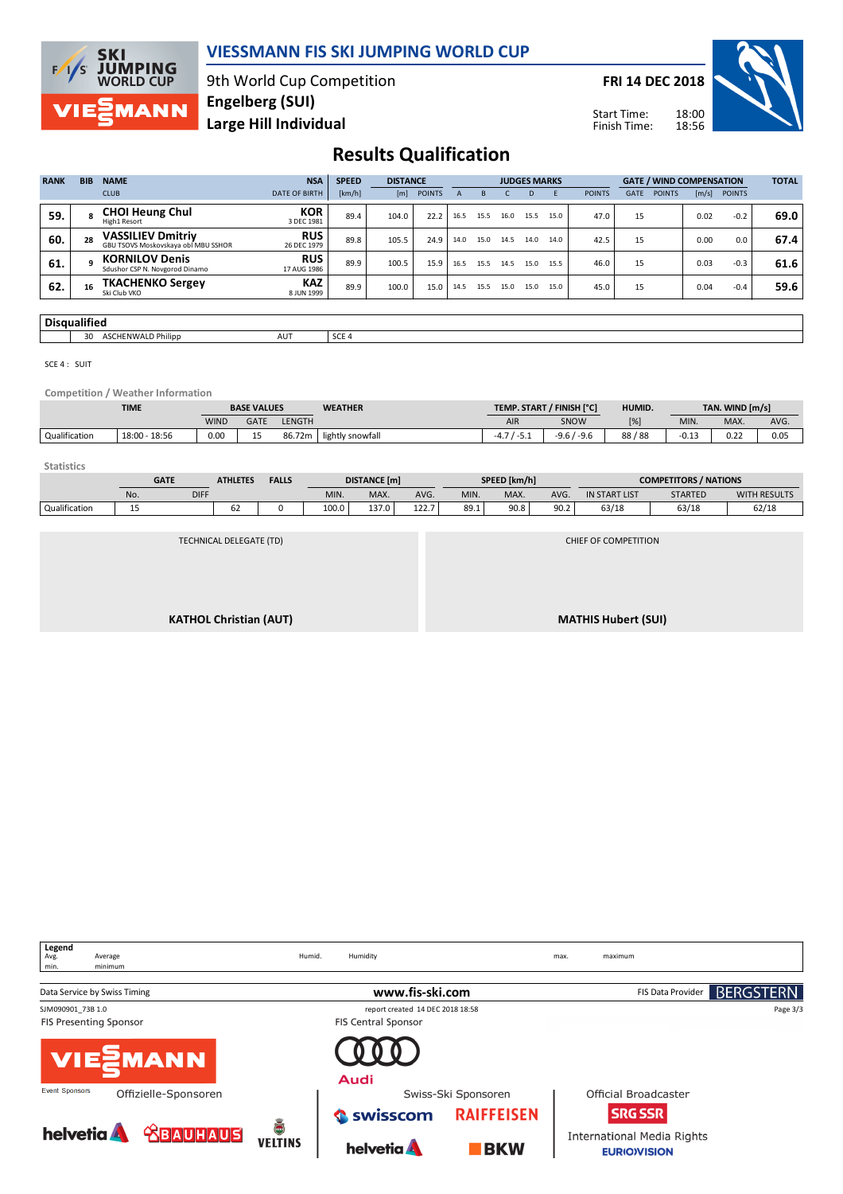# VIESSMANN FIS SKI JUMPING WORLD CUP

9th World Cup Competition
**Engelberg (SUI)**
**Large Hill Individual**

**FRI 14 DEC 2018**

Start Time: 18:00
Finish Time: 18:56

## Results Qualification

| RANK | BIB | NAME / CLUB | NSA / DATE OF BIRTH | SPEED [km/h] | DISTANCE [m] | DISTANCE POINTS | A | B | C | D | E | JUDGES POINTS | GATE | GATE POINTS | WIND [m/s] | WIND POINTS | TOTAL |
|---|---|---|---|---|---|---|---|---|---|---|---|---|---|---|---|---|---|
| 59. | 8 | **CHOI Heung Chul** High1 Resort | **KOR** 3 DEC 1981 | 89.4 | 104.0 | 22.2 | 16.5 | 15.5 | 16.0 | 15.5 | 15.0 | 47.0 | 15 | | 0.02 | -0.2 | **69.0** |
| 60. | 28 | **VASSILIEV Dmitriy** GBU TSOVS Moskovskaya obl MBU SSHOR | **RUS** 26 DEC 1979 | 89.8 | 105.5 | 24.9 | 14.0 | 15.0 | 14.5 | 14.0 | 14.0 | 42.5 | 15 | | 0.00 | 0.0 | **67.4** |
| 61. | 9 | **KORNILOV Denis** Sdushor CSP N. Novgorod Dinamo | **RUS** 17 AUG 1986 | 89.9 | 100.5 | 15.9 | 16.5 | 15.5 | 14.5 | 15.0 | 15.5 | 46.0 | 15 | | 0.03 | -0.3 | **61.6** |
| 62. | 16 | **TKACHENKO Sergey** Ski Club VKO | **KAZ** 8 JUN 1999 | 89.9 | 100.0 | 15.0 | 14.5 | 15.5 | 15.0 | 15.0 | 15.0 | 45.0 | 15 | | 0.04 | -0.4 | **59.6** |

**Disqualified**

| BIB | NAME | NSA | REASON |
|---|---|---|---|
| 30 | ASCHENWALD Philipp | AUT | SCE 4 |

SCE 4 : SUIT

**Competition / Weather Information**

| | TIME | BASE VALUES WIND | BASE VALUES GATE | BASE VALUES LENGTH | WEATHER | TEMP. AIR [°C] | TEMP. SNOW [°C] | HUMID. [%] | TAN. WIND MIN. [m/s] | TAN. WIND MAX. [m/s] | TAN. WIND AVG. [m/s] |
|---|---|---|---|---|---|---|---|---|---|---|---|
| Qualification | 18:00 - 18:56 | 0.00 | 15 | 86.72m | lightly snowfall | -4.7 / -5.1 | -9.6 / -9.6 | 88 / 88 | -0.13 | 0.22 | 0.05 |

**Statistics**

| | GATE No. | GATE DIFF | ATHLETES | FALLS | DISTANCE MIN. [m] | DISTANCE MAX. [m] | DISTANCE AVG. [m] | SPEED MIN. [km/h] | SPEED MAX. [km/h] | SPEED AVG. [km/h] | IN START LIST | STARTED | WITH RESULTS |
|---|---|---|---|---|---|---|---|---|---|---|---|---|---|
| Qualification | 15 | | 62 | 0 | 100.0 | 137.0 | 122.7 | 89.1 | 90.8 | 90.2 | 63/18 | 63/18 | 62/18 |

| TECHNICAL DELEGATE (TD) | CHIEF OF COMPETITION |
|---|---|
| **KATHOL Christian (AUT)** | **MATHIS Hubert (SUI)** |

**Legend**
Avg. Average
min. minimum
Humid. Humidity
max. maximum

Data Service by Swiss Timing — www.fis-ski.com — FIS Data Provider BERGSTERN

SJM090901_73B 1.0 — report created 14 DEC 2018 18:58

FIS Presenting Sponsor: VIESSMANN
FIS Central Sponsor: Audi
Event Sponsors / Offizielle-Sponsoren: helvetia, BAUHAUS, VELTINS
Swiss-Ski Sponsoren: swisscom, RAIFFEISEN, helvetia, BKW
Official Broadcaster: SRG SSR
International Media Rights: EUROVISION